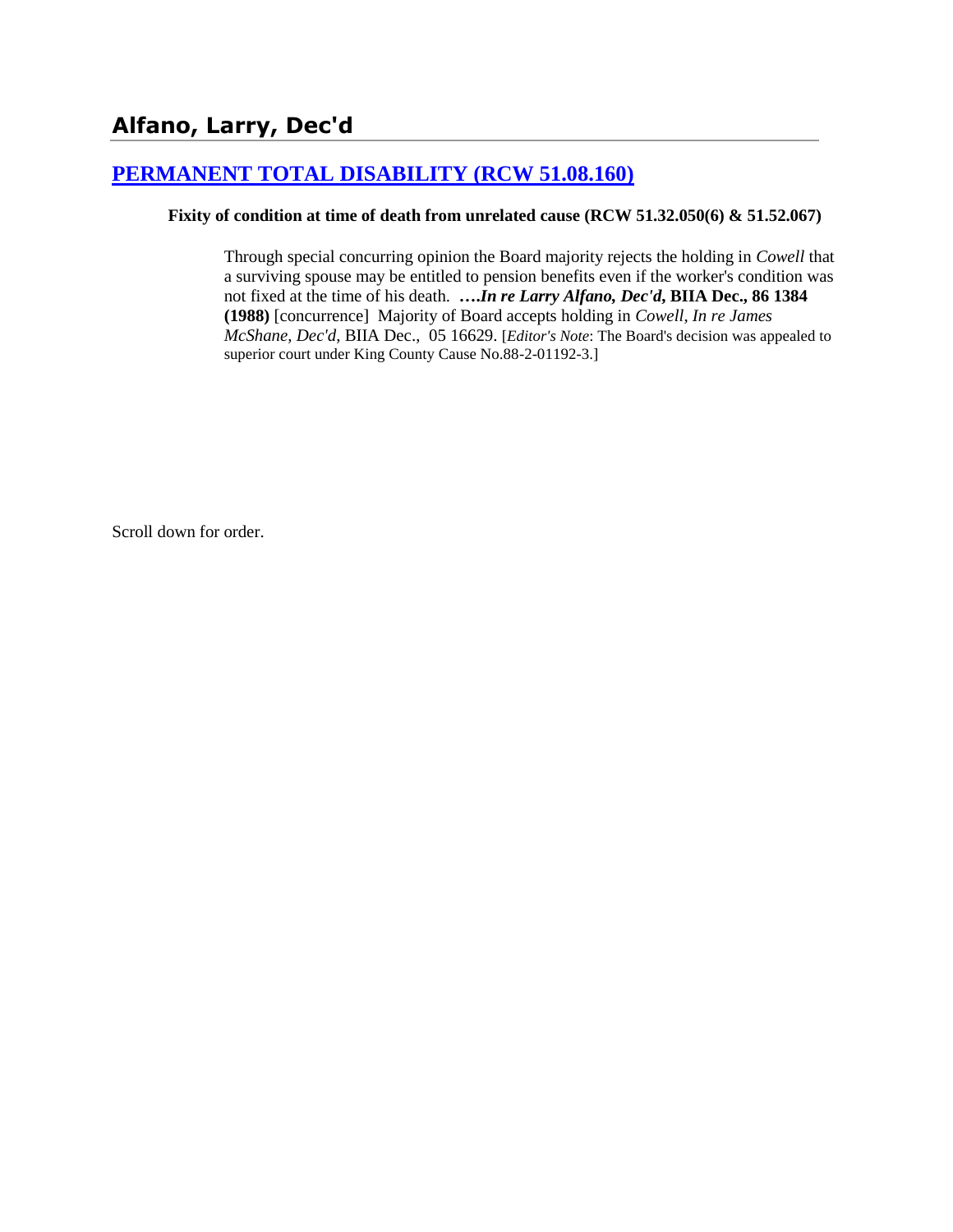## Alfano, Larry, Dec'd

## [PERMANENT TOTAL DISABILITY (RCW 51.08.160)]

**Fixity of condition at time of death from unrelated cause (RCW 51.32.050(6) & 51.52.067)**

> Through special concurring opinion the Board majority rejects the holding in *Cowell* that a surviving spouse may be entitled to pension benefits even if the worker's condition was not fixed at the time of his death. **….*In re Larry Alfano, Dec'd*, BIIA Dec., 86 1384 (1988)** [concurrence] Majority of Board accepts holding in *Cowell*, *In re James McShane, Dec'd*, BIIA Dec., 05 16629. [*Editor's Note*: The Board's decision was appealed to superior court under King County Cause No.88-2-01192-3.]

Scroll down for order.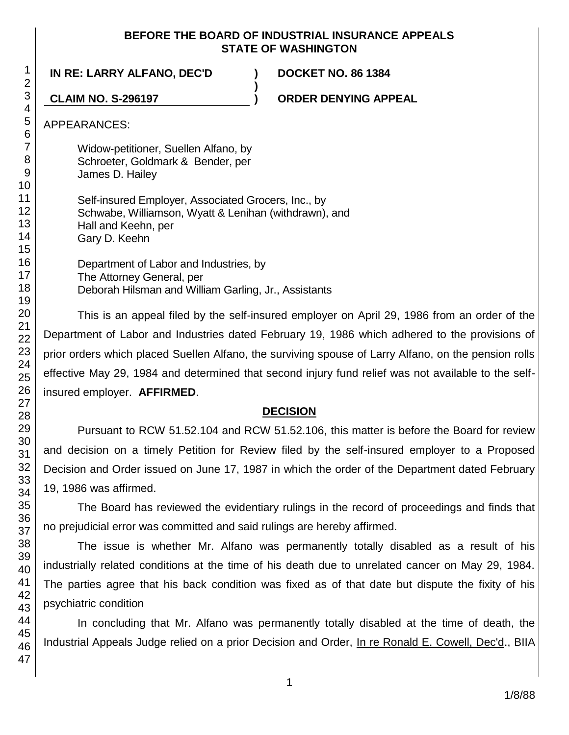**BEFORE THE BOARD OF INDUSTRIAL INSURANCE APPEALS**
**STATE OF WASHINGTON**

| | | |
|---|---|---|
| **IN RE: LARRY ALFANO, DEC'D** | **)** | **DOCKET NO. 86 1384** |
| | **)** | |
| **CLAIM NO. S-296197** | **)** | **ORDER DENYING APPEAL** |

APPEARANCES:

Widow-petitioner, Suellen Alfano, by
Schroeter, Goldmark & Bender, per
James D. Hailey

Self-insured Employer, Associated Grocers, Inc., by
Schwabe, Williamson, Wyatt & Lenihan (withdrawn), and
Hall and Keehn, per
Gary D. Keehn

Department of Labor and Industries, by
The Attorney General, per
Deborah Hilsman and William Garling, Jr., Assistants

This is an appeal filed by the self-insured employer on April 29, 1986 from an order of the Department of Labor and Industries dated February 19, 1986 which adhered to the provisions of prior orders which placed Suellen Alfano, the surviving spouse of Larry Alfano, on the pension rolls effective May 29, 1984 and determined that second injury fund relief was not available to the self-insured employer. **AFFIRMED**.

## DECISION

Pursuant to RCW 51.52.104 and RCW 51.52.106, this matter is before the Board for review and decision on a timely Petition for Review filed by the self-insured employer to a Proposed Decision and Order issued on June 17, 1987 in which the order of the Department dated February 19, 1986 was affirmed.

The Board has reviewed the evidentiary rulings in the record of proceedings and finds that no prejudicial error was committed and said rulings are hereby affirmed.

The issue is whether Mr. Alfano was permanently totally disabled as a result of his industrially related conditions at the time of his death due to unrelated cancer on May 29, 1984. The parties agree that his back condition was fixed as of that date but dispute the fixity of his psychiatric condition

In concluding that Mr. Alfano was permanently totally disabled at the time of death, the Industrial Appeals Judge relied on a prior Decision and Order, In re Ronald E. Cowell, Dec'd., BIIA

1/8/88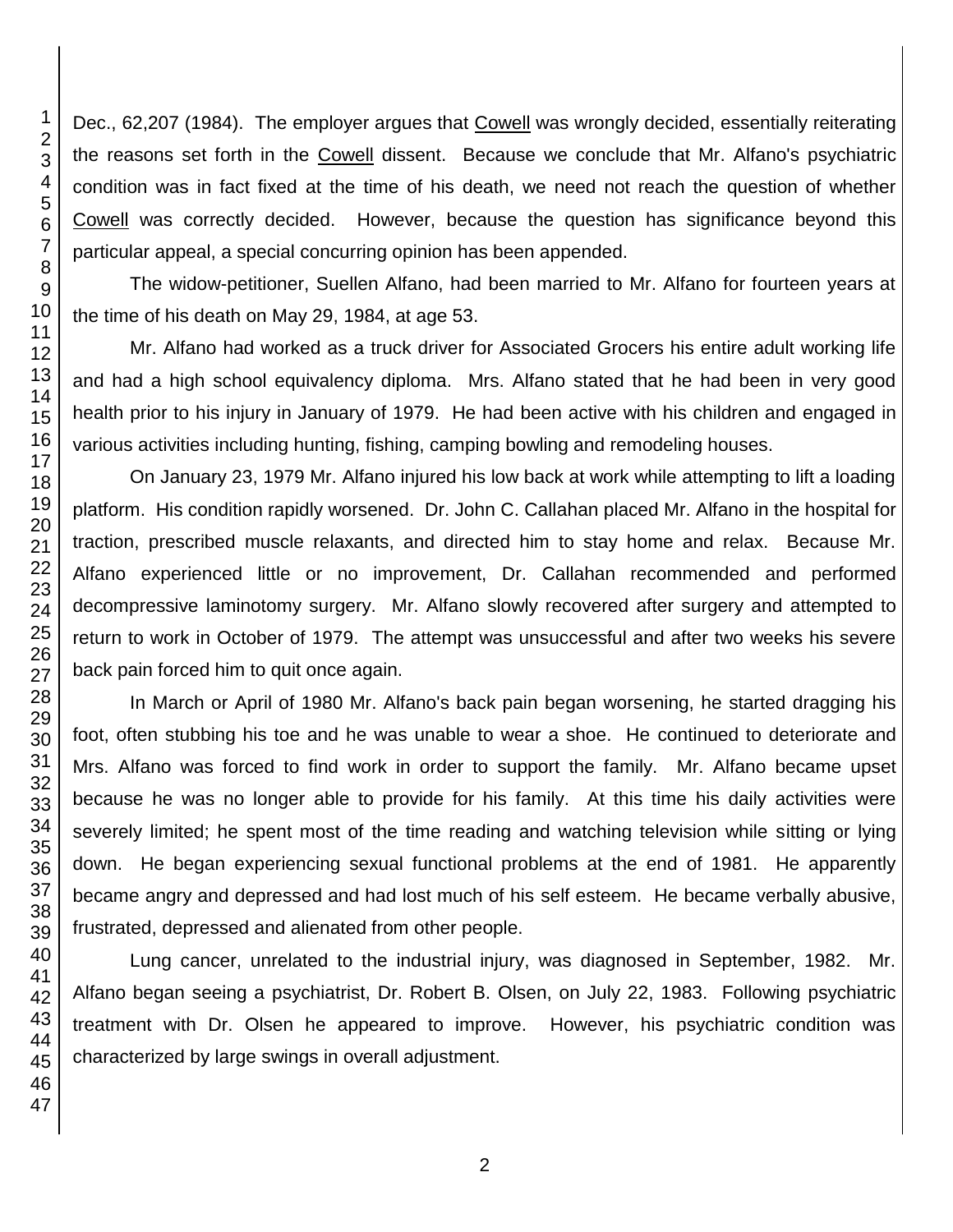Dec., 62,207 (1984). The employer argues that Cowell was wrongly decided, essentially reiterating the reasons set forth in the Cowell dissent. Because we conclude that Mr. Alfano's psychiatric condition was in fact fixed at the time of his death, we need not reach the question of whether Cowell was correctly decided. However, because the question has significance beyond this particular appeal, a special concurring opinion has been appended.

The widow-petitioner, Suellen Alfano, had been married to Mr. Alfano for fourteen years at the time of his death on May 29, 1984, at age 53.

Mr. Alfano had worked as a truck driver for Associated Grocers his entire adult working life and had a high school equivalency diploma. Mrs. Alfano stated that he had been in very good health prior to his injury in January of 1979. He had been active with his children and engaged in various activities including hunting, fishing, camping bowling and remodeling houses.

On January 23, 1979 Mr. Alfano injured his low back at work while attempting to lift a loading platform. His condition rapidly worsened. Dr. John C. Callahan placed Mr. Alfano in the hospital for traction, prescribed muscle relaxants, and directed him to stay home and relax. Because Mr. Alfano experienced little or no improvement, Dr. Callahan recommended and performed decompressive laminotomy surgery. Mr. Alfano slowly recovered after surgery and attempted to return to work in October of 1979. The attempt was unsuccessful and after two weeks his severe back pain forced him to quit once again.

In March or April of 1980 Mr. Alfano's back pain began worsening, he started dragging his foot, often stubbing his toe and he was unable to wear a shoe. He continued to deteriorate and Mrs. Alfano was forced to find work in order to support the family. Mr. Alfano became upset because he was no longer able to provide for his family. At this time his daily activities were severely limited; he spent most of the time reading and watching television while sitting or lying down. He began experiencing sexual functional problems at the end of 1981. He apparently became angry and depressed and had lost much of his self esteem. He became verbally abusive, frustrated, depressed and alienated from other people.

Lung cancer, unrelated to the industrial injury, was diagnosed in September, 1982. Mr. Alfano began seeing a psychiatrist, Dr. Robert B. Olsen, on July 22, 1983. Following psychiatric treatment with Dr. Olsen he appeared to improve. However, his psychiatric condition was characterized by large swings in overall adjustment.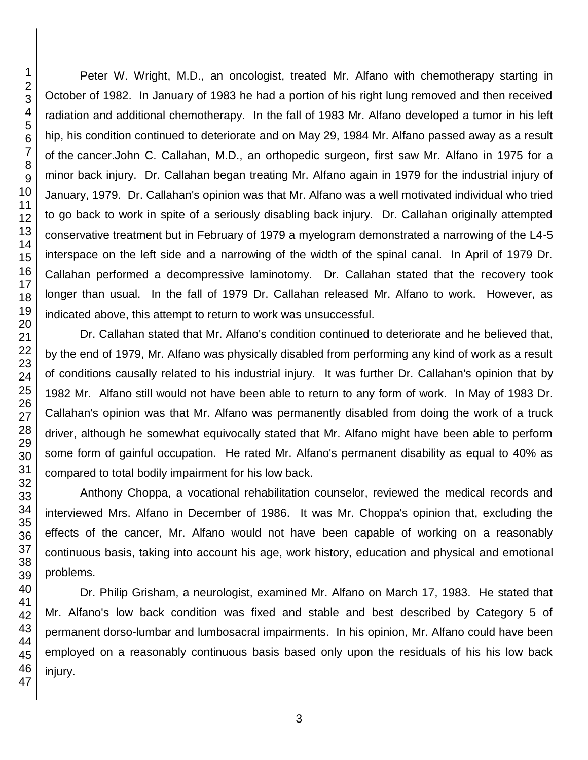Peter W. Wright, M.D., an oncologist, treated Mr. Alfano with chemotherapy starting in October of 1982. In January of 1983 he had a portion of his right lung removed and then received radiation and additional chemotherapy. In the fall of 1983 Mr. Alfano developed a tumor in his left hip, his condition continued to deteriorate and on May 29, 1984 Mr. Alfano passed away as a result of the cancer.John C. Callahan, M.D., an orthopedic surgeon, first saw Mr. Alfano in 1975 for a minor back injury. Dr. Callahan began treating Mr. Alfano again in 1979 for the industrial injury of January, 1979. Dr. Callahan's opinion was that Mr. Alfano was a well motivated individual who tried to go back to work in spite of a seriously disabling back injury. Dr. Callahan originally attempted conservative treatment but in February of 1979 a myelogram demonstrated a narrowing of the L4-5 interspace on the left side and a narrowing of the width of the spinal canal. In April of 1979 Dr. Callahan performed a decompressive laminotomy. Dr. Callahan stated that the recovery took longer than usual. In the fall of 1979 Dr. Callahan released Mr. Alfano to work. However, as indicated above, this attempt to return to work was unsuccessful.

Dr. Callahan stated that Mr. Alfano's condition continued to deteriorate and he believed that, by the end of 1979, Mr. Alfano was physically disabled from performing any kind of work as a result of conditions causally related to his industrial injury. It was further Dr. Callahan's opinion that by 1982 Mr. Alfano still would not have been able to return to any form of work. In May of 1983 Dr. Callahan's opinion was that Mr. Alfano was permanently disabled from doing the work of a truck driver, although he somewhat equivocally stated that Mr. Alfano might have been able to perform some form of gainful occupation. He rated Mr. Alfano's permanent disability as equal to 40% as compared to total bodily impairment for his low back.

Anthony Choppa, a vocational rehabilitation counselor, reviewed the medical records and interviewed Mrs. Alfano in December of 1986. It was Mr. Choppa's opinion that, excluding the effects of the cancer, Mr. Alfano would not have been capable of working on a reasonably continuous basis, taking into account his age, work history, education and physical and emotional problems.

Dr. Philip Grisham, a neurologist, examined Mr. Alfano on March 17, 1983. He stated that Mr. Alfano's low back condition was fixed and stable and best described by Category 5 of permanent dorso-lumbar and lumbosacral impairments. In his opinion, Mr. Alfano could have been employed on a reasonably continuous basis based only upon the residuals of his his low back injury.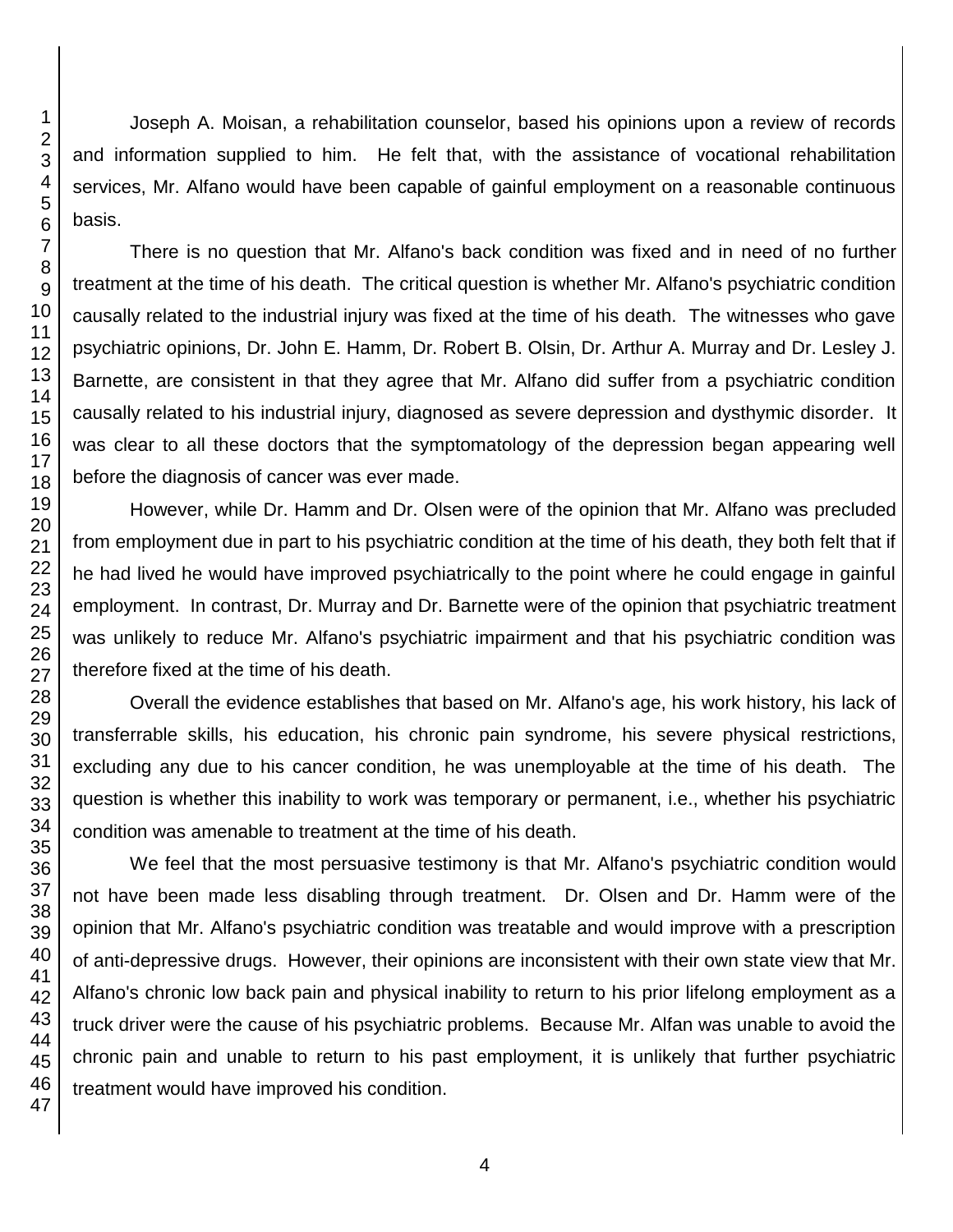Joseph A. Moisan, a rehabilitation counselor, based his opinions upon a review of records and information supplied to him. He felt that, with the assistance of vocational rehabilitation services, Mr. Alfano would have been capable of gainful employment on a reasonable continuous basis.

There is no question that Mr. Alfano's back condition was fixed and in need of no further treatment at the time of his death. The critical question is whether Mr. Alfano's psychiatric condition causally related to the industrial injury was fixed at the time of his death. The witnesses who gave psychiatric opinions, Dr. John E. Hamm, Dr. Robert B. Olsin, Dr. Arthur A. Murray and Dr. Lesley J. Barnette, are consistent in that they agree that Mr. Alfano did suffer from a psychiatric condition causally related to his industrial injury, diagnosed as severe depression and dysthymic disorder. It was clear to all these doctors that the symptomatology of the depression began appearing well before the diagnosis of cancer was ever made.

However, while Dr. Hamm and Dr. Olsen were of the opinion that Mr. Alfano was precluded from employment due in part to his psychiatric condition at the time of his death, they both felt that if he had lived he would have improved psychiatrically to the point where he could engage in gainful employment. In contrast, Dr. Murray and Dr. Barnette were of the opinion that psychiatric treatment was unlikely to reduce Mr. Alfano's psychiatric impairment and that his psychiatric condition was therefore fixed at the time of his death.

Overall the evidence establishes that based on Mr. Alfano's age, his work history, his lack of transferrable skills, his education, his chronic pain syndrome, his severe physical restrictions, excluding any due to his cancer condition, he was unemployable at the time of his death. The question is whether this inability to work was temporary or permanent, i.e., whether his psychiatric condition was amenable to treatment at the time of his death.

We feel that the most persuasive testimony is that Mr. Alfano's psychiatric condition would not have been made less disabling through treatment. Dr. Olsen and Dr. Hamm were of the opinion that Mr. Alfano's psychiatric condition was treatable and would improve with a prescription of anti-depressive drugs. However, their opinions are inconsistent with their own state view that Mr. Alfano's chronic low back pain and physical inability to return to his prior lifelong employment as a truck driver were the cause of his psychiatric problems. Because Mr. Alfan was unable to avoid the chronic pain and unable to return to his past employment, it is unlikely that further psychiatric treatment would have improved his condition.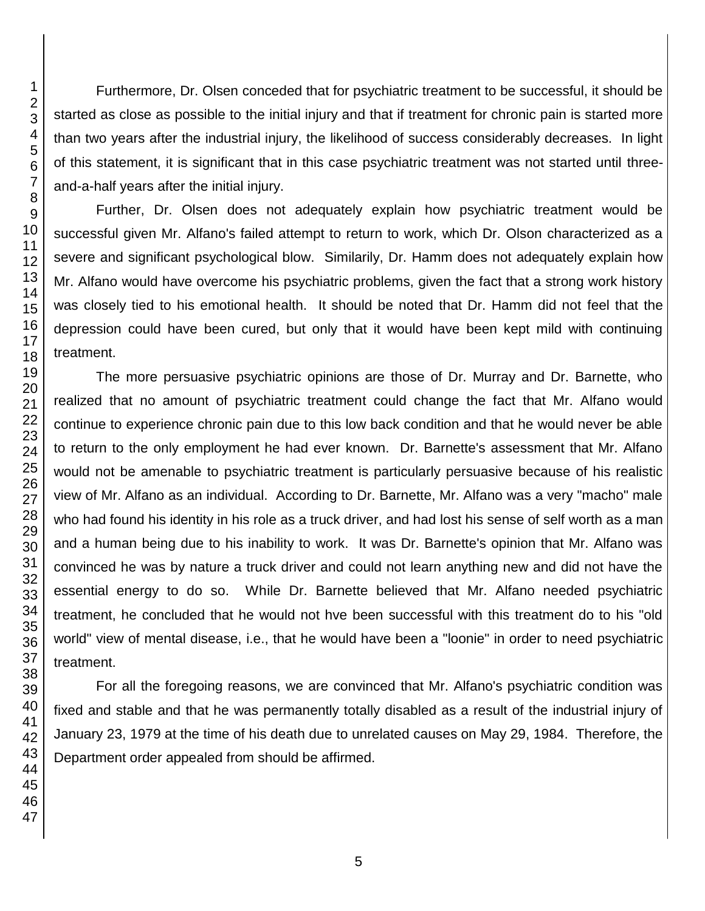Furthermore, Dr. Olsen conceded that for psychiatric treatment to be successful, it should be started as close as possible to the initial injury and that if treatment for chronic pain is started more than two years after the industrial injury, the likelihood of success considerably decreases. In light of this statement, it is significant that in this case psychiatric treatment was not started until three-and-a-half years after the initial injury.

Further, Dr. Olsen does not adequately explain how psychiatric treatment would be successful given Mr. Alfano's failed attempt to return to work, which Dr. Olson characterized as a severe and significant psychological blow. Similarily, Dr. Hamm does not adequately explain how Mr. Alfano would have overcome his psychiatric problems, given the fact that a strong work history was closely tied to his emotional health. It should be noted that Dr. Hamm did not feel that the depression could have been cured, but only that it would have been kept mild with continuing treatment.

The more persuasive psychiatric opinions are those of Dr. Murray and Dr. Barnette, who realized that no amount of psychiatric treatment could change the fact that Mr. Alfano would continue to experience chronic pain due to this low back condition and that he would never be able to return to the only employment he had ever known. Dr. Barnette's assessment that Mr. Alfano would not be amenable to psychiatric treatment is particularly persuasive because of his realistic view of Mr. Alfano as an individual. According to Dr. Barnette, Mr. Alfano was a very "macho" male who had found his identity in his role as a truck driver, and had lost his sense of self worth as a man and a human being due to his inability to work. It was Dr. Barnette's opinion that Mr. Alfano was convinced he was by nature a truck driver and could not learn anything new and did not have the essential energy to do so. While Dr. Barnette believed that Mr. Alfano needed psychiatric treatment, he concluded that he would not hve been successful with this treatment do to his "old world" view of mental disease, i.e., that he would have been a "loonie" in order to need psychiatric treatment.

For all the foregoing reasons, we are convinced that Mr. Alfano's psychiatric condition was fixed and stable and that he was permanently totally disabled as a result of the industrial injury of January 23, 1979 at the time of his death due to unrelated causes on May 29, 1984. Therefore, the Department order appealed from should be affirmed.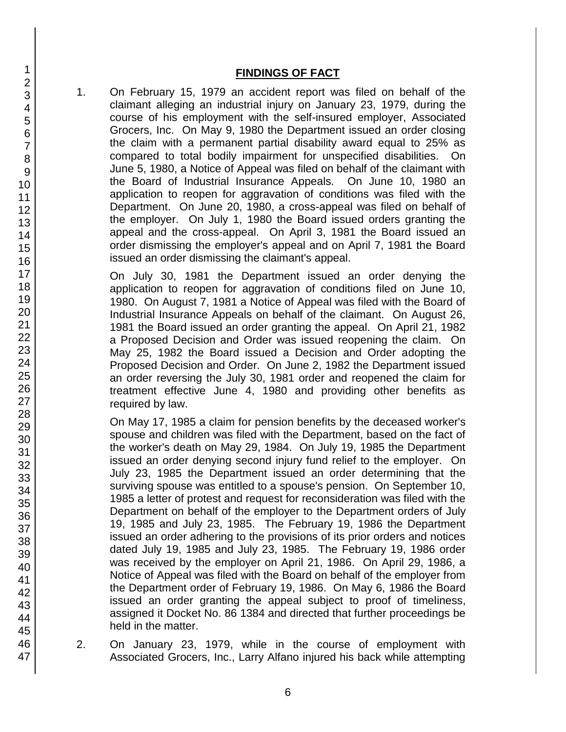## FINDINGS OF FACT

1. On February 15, 1979 an accident report was filed on behalf of the claimant alleging an industrial injury on January 23, 1979, during the course of his employment with the self-insured employer, Associated Grocers, Inc. On May 9, 1980 the Department issued an order closing the claim with a permanent partial disability award equal to 25% as compared to total bodily impairment for unspecified disabilities. On June 5, 1980, a Notice of Appeal was filed on behalf of the claimant with the Board of Industrial Insurance Appeals. On June 10, 1980 an application to reopen for aggravation of conditions was filed with the Department. On June 20, 1980, a cross-appeal was filed on behalf of the employer. On July 1, 1980 the Board issued orders granting the appeal and the cross-appeal. On April 3, 1981 the Board issued an order dismissing the employer's appeal and on April 7, 1981 the Board issued an order dismissing the claimant's appeal.

   On July 30, 1981 the Department issued an order denying the application to reopen for aggravation of conditions filed on June 10, 1980. On August 7, 1981 a Notice of Appeal was filed with the Board of Industrial Insurance Appeals on behalf of the claimant. On August 26, 1981 the Board issued an order granting the appeal. On April 21, 1982 a Proposed Decision and Order was issued reopening the claim. On May 25, 1982 the Board issued a Decision and Order adopting the Proposed Decision and Order. On June 2, 1982 the Department issued an order reversing the July 30, 1981 order and reopened the claim for treatment effective June 4, 1980 and providing other benefits as required by law.

   On May 17, 1985 a claim for pension benefits by the deceased worker's spouse and children was filed with the Department, based on the fact of the worker's death on May 29, 1984. On July 19, 1985 the Department issued an order denying second injury fund relief to the employer. On July 23, 1985 the Department issued an order determining that the surviving spouse was entitled to a spouse's pension. On September 10, 1985 a letter of protest and request for reconsideration was filed with the Department on behalf of the employer to the Department orders of July 19, 1985 and July 23, 1985. The February 19, 1986 the Department issued an order adhering to the provisions of its prior orders and notices dated July 19, 1985 and July 23, 1985. The February 19, 1986 order was received by the employer on April 21, 1986. On April 29, 1986, a Notice of Appeal was filed with the Board on behalf of the employer from the Department order of February 19, 1986. On May 6, 1986 the Board issued an order granting the appeal subject to proof of timeliness, assigned it Docket No. 86 1384 and directed that further proceedings be held in the matter.

2. On January 23, 1979, while in the course of employment with Associated Grocers, Inc., Larry Alfano injured his back while attempting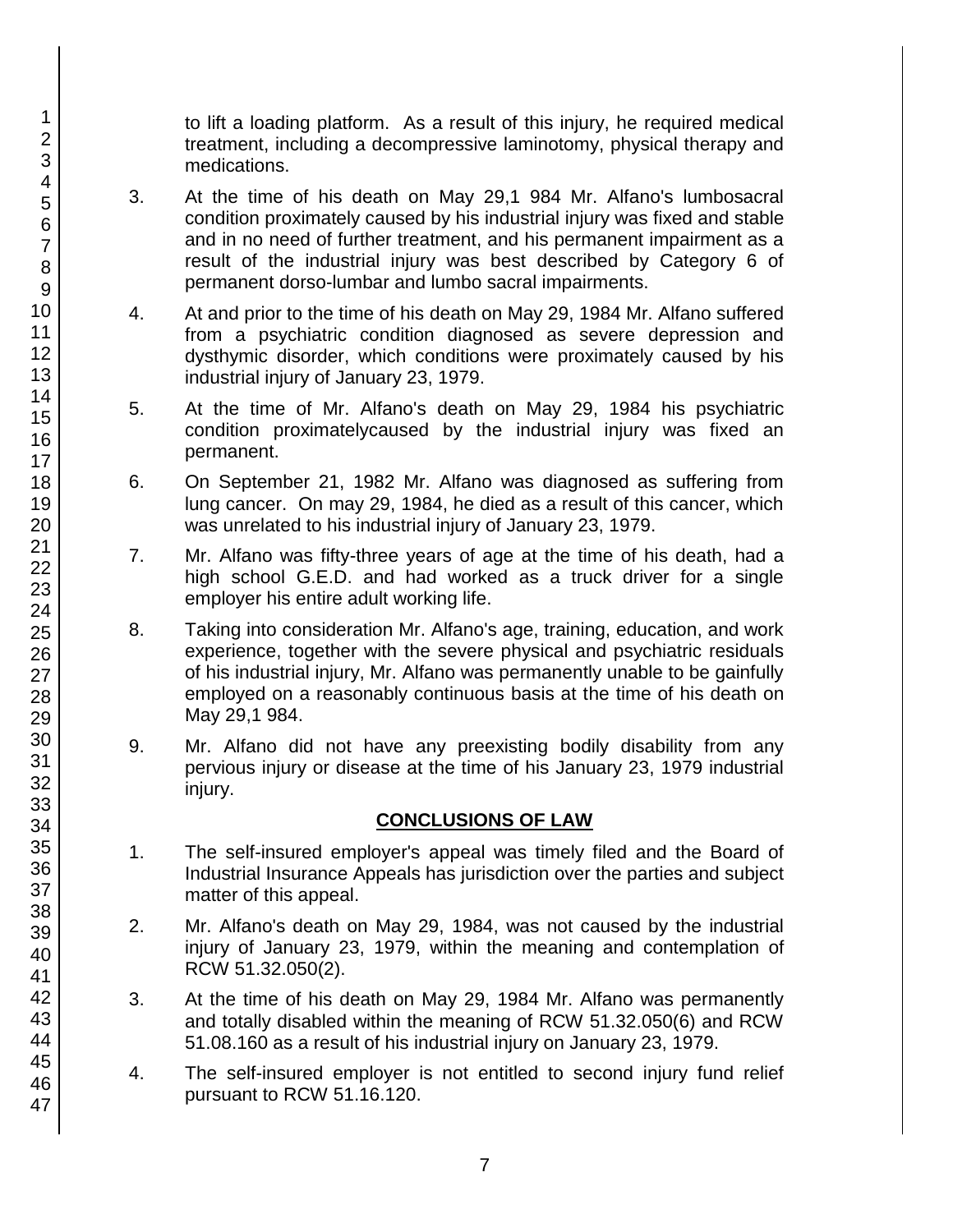to lift a loading platform. As a result of this injury, he required medical treatment, including a decompressive laminotomy, physical therapy and medications.

3. At the time of his death on May 29,1 984 Mr. Alfano's lumbosacral condition proximately caused by his industrial injury was fixed and stable and in no need of further treatment, and his permanent impairment as a result of the industrial injury was best described by Category 6 of permanent dorso-lumbar and lumbo sacral impairments.

4. At and prior to the time of his death on May 29, 1984 Mr. Alfano suffered from a psychiatric condition diagnosed as severe depression and dysthymic disorder, which conditions were proximately caused by his industrial injury of January 23, 1979.

5. At the time of Mr. Alfano's death on May 29, 1984 his psychiatric condition proximatelycaused by the industrial injury was fixed an permanent.

6. On September 21, 1982 Mr. Alfano was diagnosed as suffering from lung cancer. On may 29, 1984, he died as a result of this cancer, which was unrelated to his industrial injury of January 23, 1979.

7. Mr. Alfano was fifty-three years of age at the time of his death, had a high school G.E.D. and had worked as a truck driver for a single employer his entire adult working life.

8. Taking into consideration Mr. Alfano's age, training, education, and work experience, together with the severe physical and psychiatric residuals of his industrial injury, Mr. Alfano was permanently unable to be gainfully employed on a reasonably continuous basis at the time of his death on May 29,1 984.

9. Mr. Alfano did not have any preexisting bodily disability from any pervious injury or disease at the time of his January 23, 1979 industrial injury.

## CONCLUSIONS OF LAW

1. The self-insured employer's appeal was timely filed and the Board of Industrial Insurance Appeals has jurisdiction over the parties and subject matter of this appeal.

2. Mr. Alfano's death on May 29, 1984, was not caused by the industrial injury of January 23, 1979, within the meaning and contemplation of RCW 51.32.050(2).

3. At the time of his death on May 29, 1984 Mr. Alfano was permanently and totally disabled within the meaning of RCW 51.32.050(6) and RCW 51.08.160 as a result of his industrial injury on January 23, 1979.

4. The self-insured employer is not entitled to second injury fund relief pursuant to RCW 51.16.120.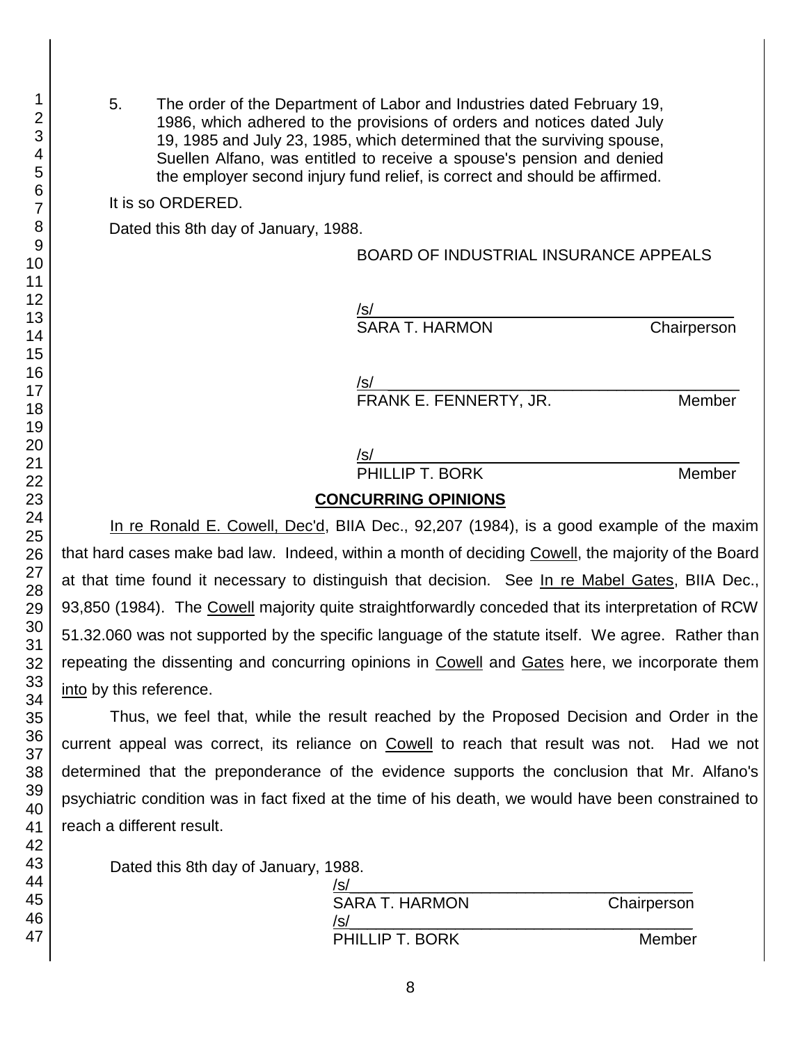5. The order of the Department of Labor and Industries dated February 19, 1986, which adhered to the provisions of orders and notices dated July 19, 1985 and July 23, 1985, which determined that the surviving spouse, Suellen Alfano, was entitled to receive a spouse's pension and denied the employer second injury fund relief, is correct and should be affirmed.

It is so ORDERED.

Dated this 8th day of January, 1988.

BOARD OF INDUSTRIAL INSURANCE APPEALS

/s/
SARA T. HARMON — Chairperson

/s/
FRANK E. FENNERTY, JR. — Member

/s/
PHILLIP T. BORK — Member

## CONCURRING OPINIONS

In re Ronald E. Cowell, Dec'd, BIIA Dec., 92,207 (1984), is a good example of the maxim that hard cases make bad law. Indeed, within a month of deciding Cowell, the majority of the Board at that time found it necessary to distinguish that decision. See In re Mabel Gates, BIIA Dec., 93,850 (1984). The Cowell majority quite straightforwardly conceded that its interpretation of RCW 51.32.060 was not supported by the specific language of the statute itself. We agree. Rather than repeating the dissenting and concurring opinions in Cowell and Gates here, we incorporate them into by this reference.

Thus, we feel that, while the result reached by the Proposed Decision and Order in the current appeal was correct, its reliance on Cowell to reach that result was not. Had we not determined that the preponderance of the evidence supports the conclusion that Mr. Alfano's psychiatric condition was in fact fixed at the time of his death, we would have been constrained to reach a different result.

Dated this 8th day of January, 1988.

/s/
SARA T. HARMON — Chairperson

/s/
PHILLIP T. BORK — Member